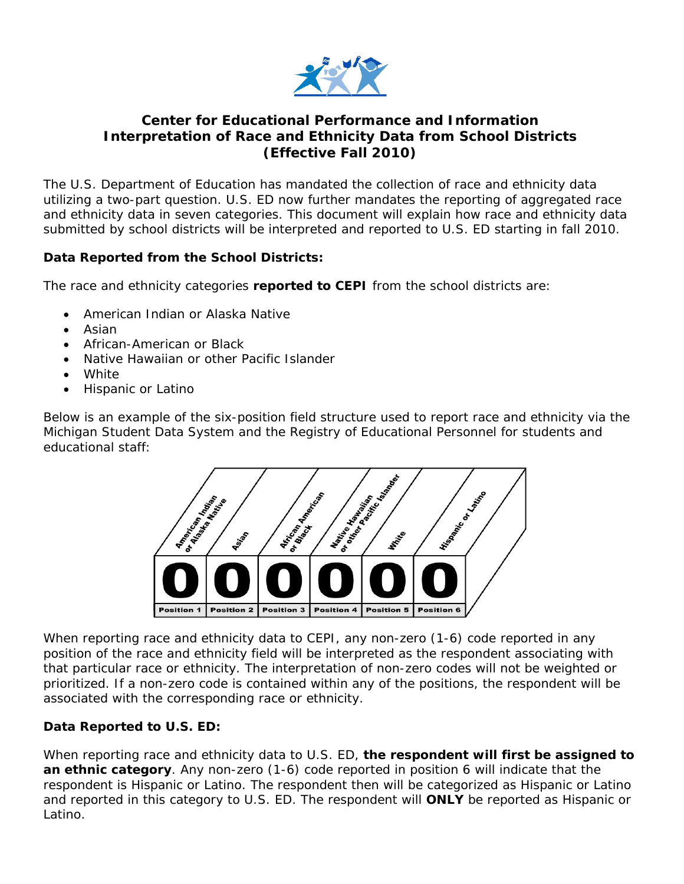# Center for Educational Performance and Information
# Interpretation of Race and Ethnicity Data from School Districts
# (Effective Fall 2010)

The U.S. Department of Education has mandated the collection of race and ethnicity data utilizing a two-part question. U.S. ED now further mandates the reporting of aggregated race and ethnicity data in seven categories. This document will explain how race and ethnicity data submitted by school districts will be interpreted and reported to U.S. ED starting in fall 2010.

**Data Reported from the School Districts:**

The race and ethnicity categories **reported to CEPI** from the school districts are:

- American Indian or Alaska Native
- Asian
- African-American or Black
- Native Hawaiian or other Pacific Islander
- White
- Hispanic or Latino

Below is an example of the six-position field structure used to report race and ethnicity via the Michigan Student Data System and the Registry of Educational Personnel for students and educational staff:

| American Indian or Alaska Native | Asian | African American or Black | Native Hawaiian or other Pacific Islander | White | Hispanic or Latino |
|---|---|---|---|---|---|
| 0 | 0 | 0 | 0 | 0 | 0 |
| Position 1 | Position 2 | Position 3 | Position 4 | Position 5 | Position 6 |

When reporting race and ethnicity data to CEPI, any non-zero (1-6) code reported in any position of the race and ethnicity field will be interpreted as the respondent associating with that particular race or ethnicity. The interpretation of non-zero codes will not be weighted or prioritized. If a non-zero code is contained within any of the positions, the respondent will be associated with the corresponding race or ethnicity.

**Data Reported to U.S. ED:**

When reporting race and ethnicity data to U.S. ED, **the respondent will first be assigned to an ethnic category**. Any non-zero (1-6) code reported in position 6 will indicate that the respondent is Hispanic or Latino. The respondent then will be categorized as Hispanic or Latino and reported in this category to U.S. ED. The respondent will **ONLY** be reported as Hispanic or Latino.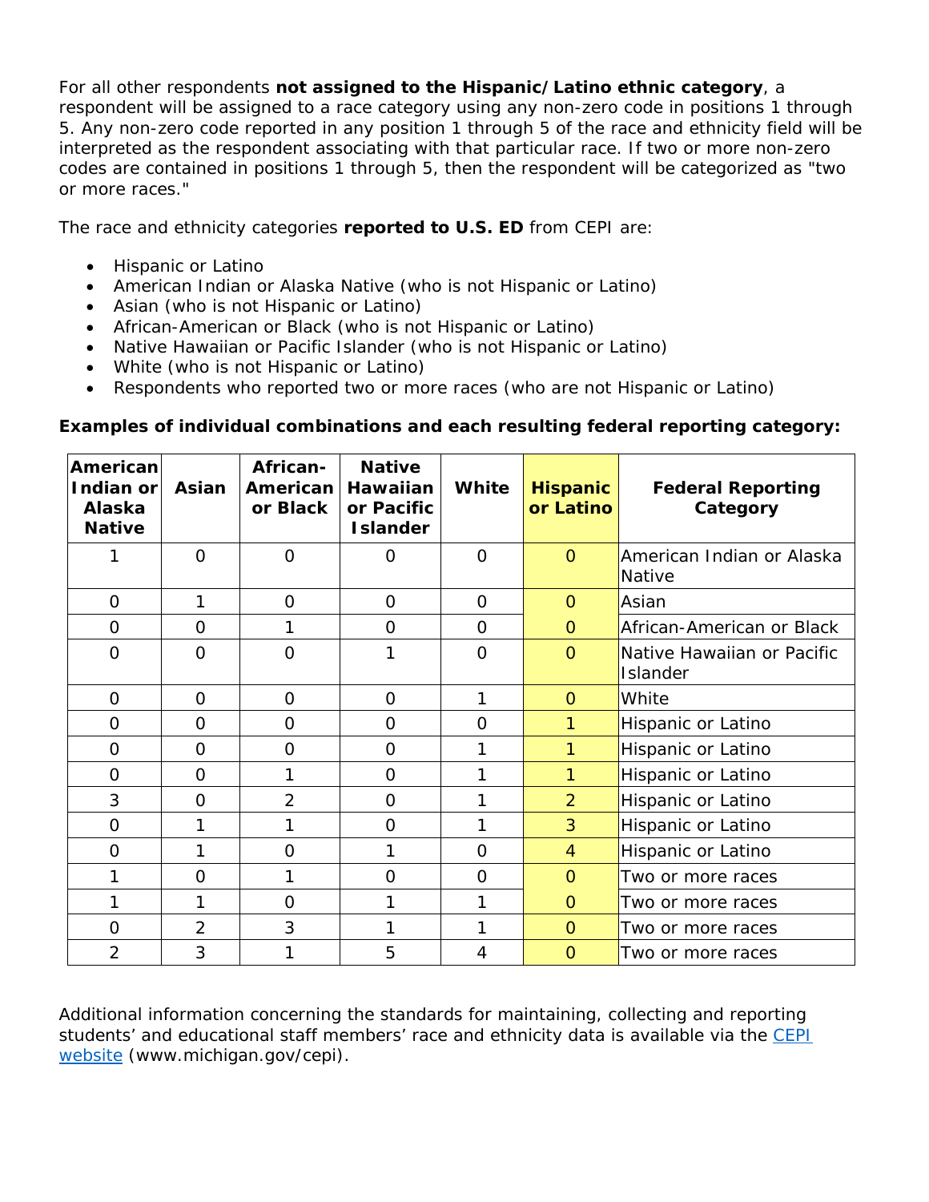For all other respondents **not assigned to the Hispanic/Latino ethnic category**, a respondent will be assigned to a race category using any non-zero code in positions 1 through 5. Any non-zero code reported in any position 1 through 5 of the race and ethnicity field will be interpreted as the respondent associating with that particular race. If two or more non-zero codes are contained in positions 1 through 5, then the respondent will be categorized as "two or more races."

The race and ethnicity categories **reported to U.S. ED** from CEPI are:

- Hispanic or Latino
- American Indian or Alaska Native (who is not Hispanic or Latino)
- Asian (who is not Hispanic or Latino)
- African-American or Black (who is not Hispanic or Latino)
- Native Hawaiian or Pacific Islander (who is not Hispanic or Latino)
- White (who is not Hispanic or Latino)
- Respondents who reported two or more races (who are not Hispanic or Latino)

**Examples of individual combinations and each resulting federal reporting category:**

| American Indian or Alaska Native | Asian | African-American or Black | Native Hawaiian or Pacific Islander | White | Hispanic or Latino | Federal Reporting Category |
|---|---|---|---|---|---|---|
| 1 | 0 | 0 | 0 | 0 | 0 | American Indian or Alaska Native |
| 0 | 1 | 0 | 0 | 0 | 0 | Asian |
| 0 | 0 | 1 | 0 | 0 | 0 | African-American or Black |
| 0 | 0 | 0 | 1 | 0 | 0 | Native Hawaiian or Pacific Islander |
| 0 | 0 | 0 | 0 | 1 | 0 | White |
| 0 | 0 | 0 | 0 | 0 | 1 | Hispanic or Latino |
| 0 | 0 | 0 | 0 | 1 | 1 | Hispanic or Latino |
| 0 | 0 | 1 | 0 | 1 | 1 | Hispanic or Latino |
| 3 | 0 | 2 | 0 | 1 | 2 | Hispanic or Latino |
| 0 | 1 | 1 | 0 | 1 | 3 | Hispanic or Latino |
| 0 | 1 | 0 | 1 | 0 | 4 | Hispanic or Latino |
| 1 | 0 | 1 | 0 | 0 | 0 | Two or more races |
| 1 | 1 | 0 | 1 | 1 | 0 | Two or more races |
| 0 | 2 | 3 | 1 | 1 | 0 | Two or more races |
| 2 | 3 | 1 | 5 | 4 | 0 | Two or more races |

Additional information concerning the standards for maintaining, collecting and reporting students' and educational staff members' race and ethnicity data is available via the [CEPI website](www.michigan.gov/cepi) (www.michigan.gov/cepi).